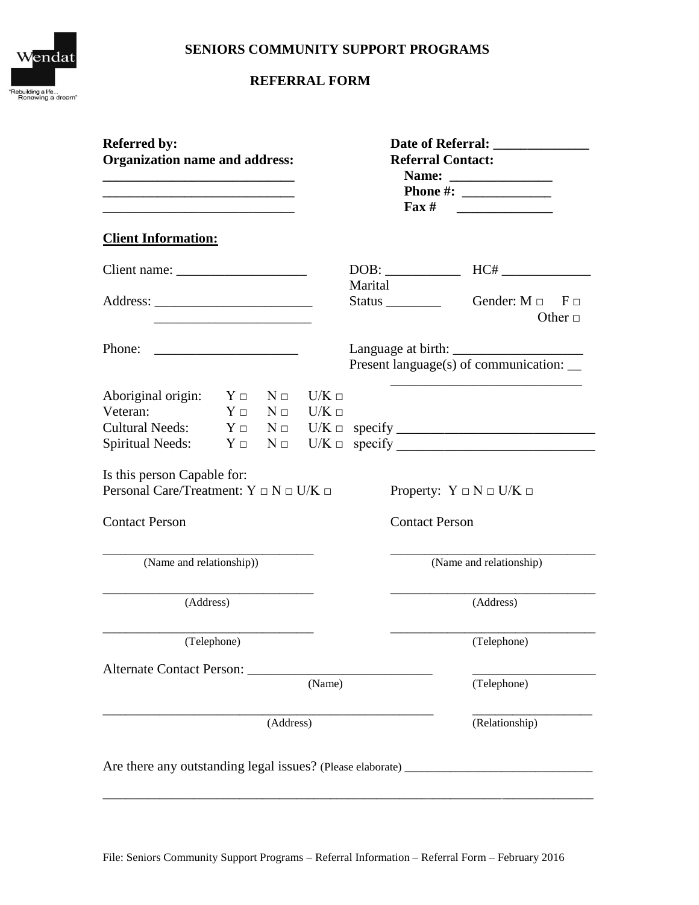Wendat

"Rebuilding a life... Renewing a dream"

# SENIORS COMMUNITY SUPPORT PROGRAMS

## REFERRAL FORM

**Referred by:**
**Organization name and address:**
**___________________________**
**___________________________**
___________________________

**Date of Referral: ______________**
**Referral Contact:**
**Name: _______________**
**Phone #: _____________**
**Fax # ______________**

**<u>Client Information:</u>**

Client name: ___________________

Address: _______________________
_______________________

Phone: _____________________

DOB: ___________ HC# _____________

Marital Status ________ Gender: M □ F □ Other □

Language at birth: ___________________

Present language(s) of communication: __
____________________________

Aboriginal origin: Y □ N □ U/K □
Veteran: Y □ N □ U/K □
Cultural Needs: Y □ N □ U/K □ specify _____________________________
Spiritual Needs: Y □ N □ U/K □ specify _____________________________

Is this person Capable for:
Personal Care/Treatment: Y □ N □ U/K □

Property: Y □ N □ U/K □

Contact Person

________________________________
(Name and relationship))

________________________________
(Address)

________________________________
(Telephone)

Contact Person

________________________________
(Name and relationship)

________________________________
(Address)

________________________________
(Telephone)

Alternate Contact Person: __________________________ __________________
(Name) (Telephone)

______________________________________________________ ___________________
(Address) (Relationship)

Are there any outstanding legal issues? (Please elaborate) _____________________________
________________________________________________________________________________

File: Seniors Community Support Programs – Referral Information – Referral Form – February 2016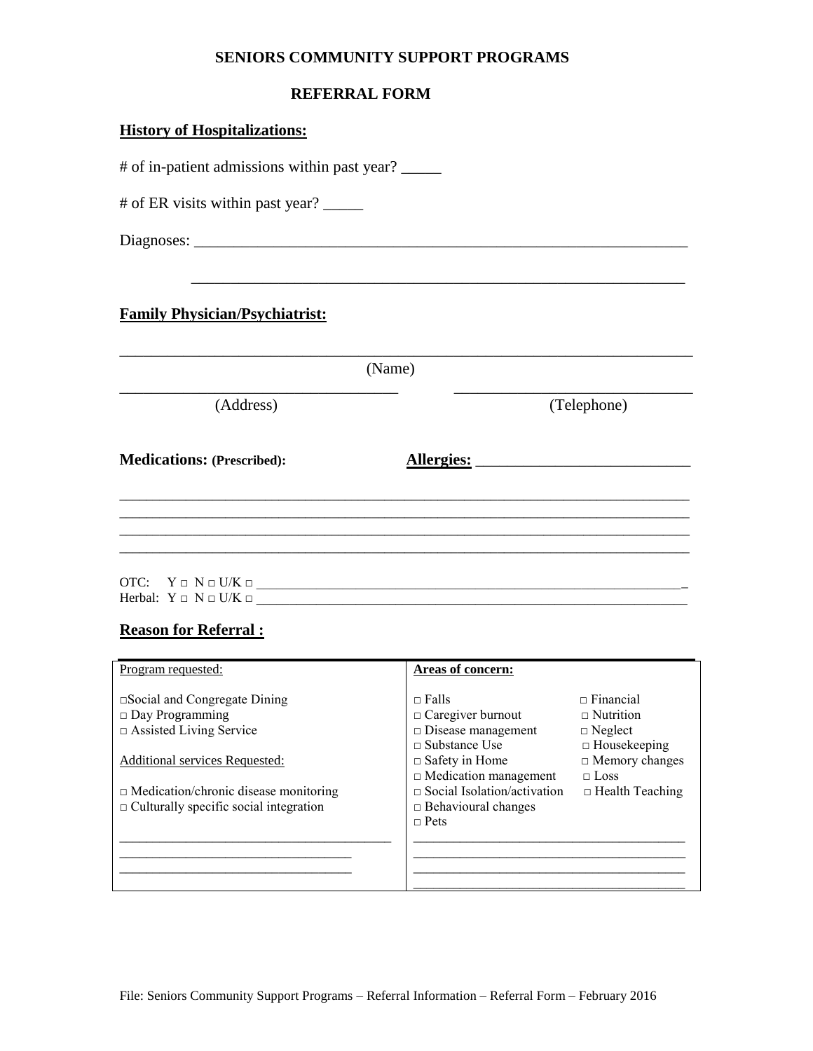# SENIORS COMMUNITY SUPPORT PROGRAMS

## REFERRAL FORM

**History of Hospitalizations:**

# of in-patient admissions within past year? _____

# of ER visits within past year? _____

Diagnoses: ______________________________________________________________

______________________________________________________________

**Family Physician/Psychiatrist:**

______________________________________________________________________
(Name)

____________________________________ ______________________________
(Address) (Telephone)

**Medications: (Prescribed):** **Allergies:** __________________________

______________________________________________________________________
______________________________________________________________________
______________________________________________________________________
______________________________________________________________________

OTC: Y □ N □ U/K □ ______________________________________________________________
Herbal: Y □ N □ U/K □ ______________________________________________________________

**Reason for Referral :**

| Program requested: | Areas of concern: | |
|---|---|---|
| □Social and Congregate Dining | □ Falls | □ Financial |
| □ Day Programming | □ Caregiver burnout | □ Nutrition |
| □ Assisted Living Service | □ Disease management | □ Neglect |
| | □ Substance Use | □ Housekeeping |
| Additional services Requested: | □ Safety in Home | □ Memory changes |
| | □ Medication management | □ Loss |
| □ Medication/chronic disease monitoring | □ Social Isolation/activation | □ Health Teaching |
| □ Culturally specific social integration | □ Behavioural changes | |
| | □ Pets | |
| ____________________________________ | ____________________________________ | |
| ______________________________ | ____________________________________ | |
| ______________________________ | ____________________________________ | |
| | ____________________________________ | |

File: Seniors Community Support Programs – Referral Information – Referral Form – February 2016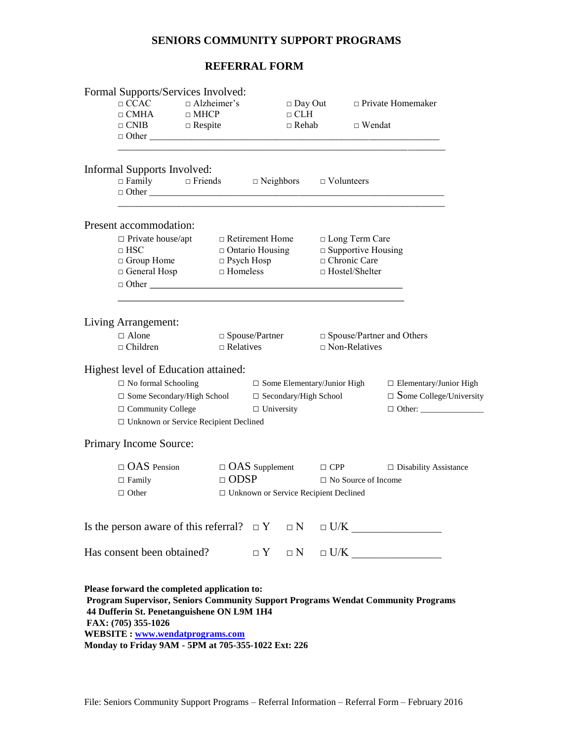## SENIORS COMMUNITY SUPPORT PROGRAMS

## REFERRAL FORM

Formal Supports/Services Involved:

□ CCAC □ Alzheimer's □ Day Out □ Private Homemaker
□ CMHA □ MHCP □ CLH
□ CNIB □ Respite □ Rehab □ Wendat
□ Other ______________________________________________________________
______________________________________________________________________

Informal Supports Involved:

□ Family □ Friends □ Neighbors □ Volunteers
□ Other ______________________________________________________________
______________________________________________________________________

Present accommodation:

□ Private house/apt □ Retirement Home □ Long Term Care
□ HSC □ Ontario Housing □ Supportive Housing
□ Group Home □ Psych Hosp □ Chronic Care
□ General Hosp □ Homeless □ Hostel/Shelter
□ Other ______________________________________________________
______________________________________________________________

Living Arrangement:

□ Alone □ Spouse/Partner □ Spouse/Partner and Others
□ Children □ Relatives □ Non-Relatives

Highest level of Education attained:

□ No formal Schooling □ Some Elementary/Junior High □ Elementary/Junior High
□ Some Secondary/High School □ Secondary/High School □ Some College/University
□ Community College □ University □ Other: ______________
□ Unknown or Service Recipient Declined

Primary Income Source:

□ OAS Pension □ OAS Supplement □ CPP □ Disability Assistance
□ Family □ ODSP □ No Source of Income
□ Other □ Unknown or Service Recipient Declined

Is the person aware of this referral? □ Y □ N □ U/K ________________

Has consent been obtained? □ Y □ N □ U/K ________________

**Please forward the completed application to:**
**Program Supervisor, Seniors Community Support Programs Wendat Community Programs**
**44 Dufferin St. Penetanguishene ON L9M 1H4**
**FAX: (705) 355-1026**
**WEBSITE : [www.wendatprograms.com](http://www.wendatprograms.com)**
**Monday to Friday 9AM - 5PM at 705-355-1022 Ext: 226**

File: Seniors Community Support Programs – Referral Information – Referral Form – February 2016